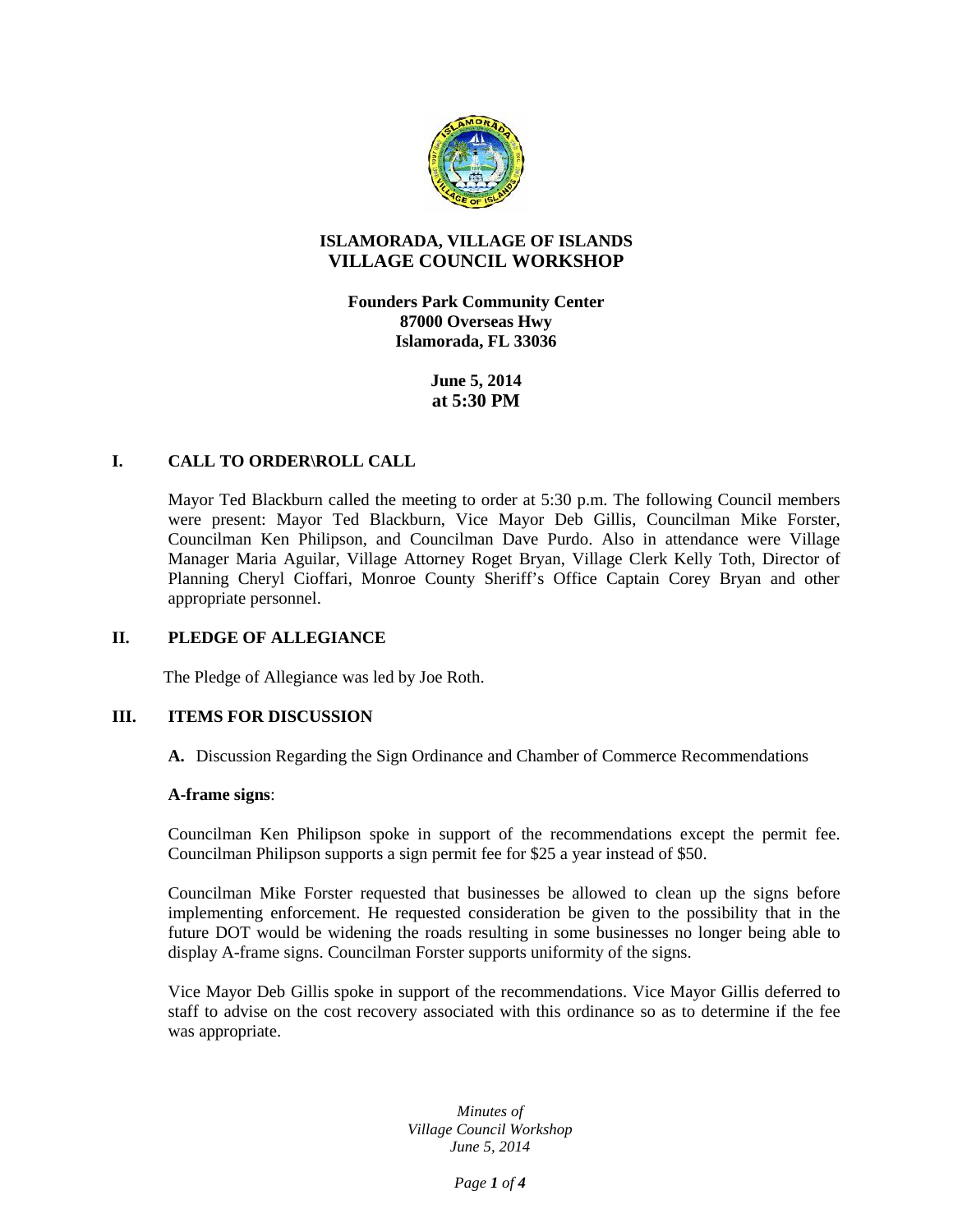# ISLAMORADA, VILLAGE OF ISLANDS
## VILLAGE COUNCIL WORKSHOP

**Founders Park Community Center**
**87000 Overseas Hwy**
**Islamorada, FL 33036**

**June 5, 2014**
**at 5:30 PM**

### I. CALL TO ORDER\ROLL CALL

Mayor Ted Blackburn called the meeting to order at 5:30 p.m. The following Council members were present: Mayor Ted Blackburn, Vice Mayor Deb Gillis, Councilman Mike Forster, Councilman Ken Philipson, and Councilman Dave Purdo. Also in attendance were Village Manager Maria Aguilar, Village Attorney Roget Bryan, Village Clerk Kelly Toth, Director of Planning Cheryl Cioffari, Monroe County Sheriff's Office Captain Corey Bryan and other appropriate personnel.

### II. PLEDGE OF ALLEGIANCE

The Pledge of Allegiance was led by Joe Roth.

### III. ITEMS FOR DISCUSSION

**A.** Discussion Regarding the Sign Ordinance and Chamber of Commerce Recommendations

**A-frame signs**:

Councilman Ken Philipson spoke in support of the recommendations except the permit fee. Councilman Philipson supports a sign permit fee for $25 a year instead of $50.

Councilman Mike Forster requested that businesses be allowed to clean up the signs before implementing enforcement. He requested consideration be given to the possibility that in the future DOT would be widening the roads resulting in some businesses no longer being able to display A-frame signs. Councilman Forster supports uniformity of the signs.

Vice Mayor Deb Gillis spoke in support of the recommendations. Vice Mayor Gillis deferred to staff to advise on the cost recovery associated with this ordinance so as to determine if the fee was appropriate.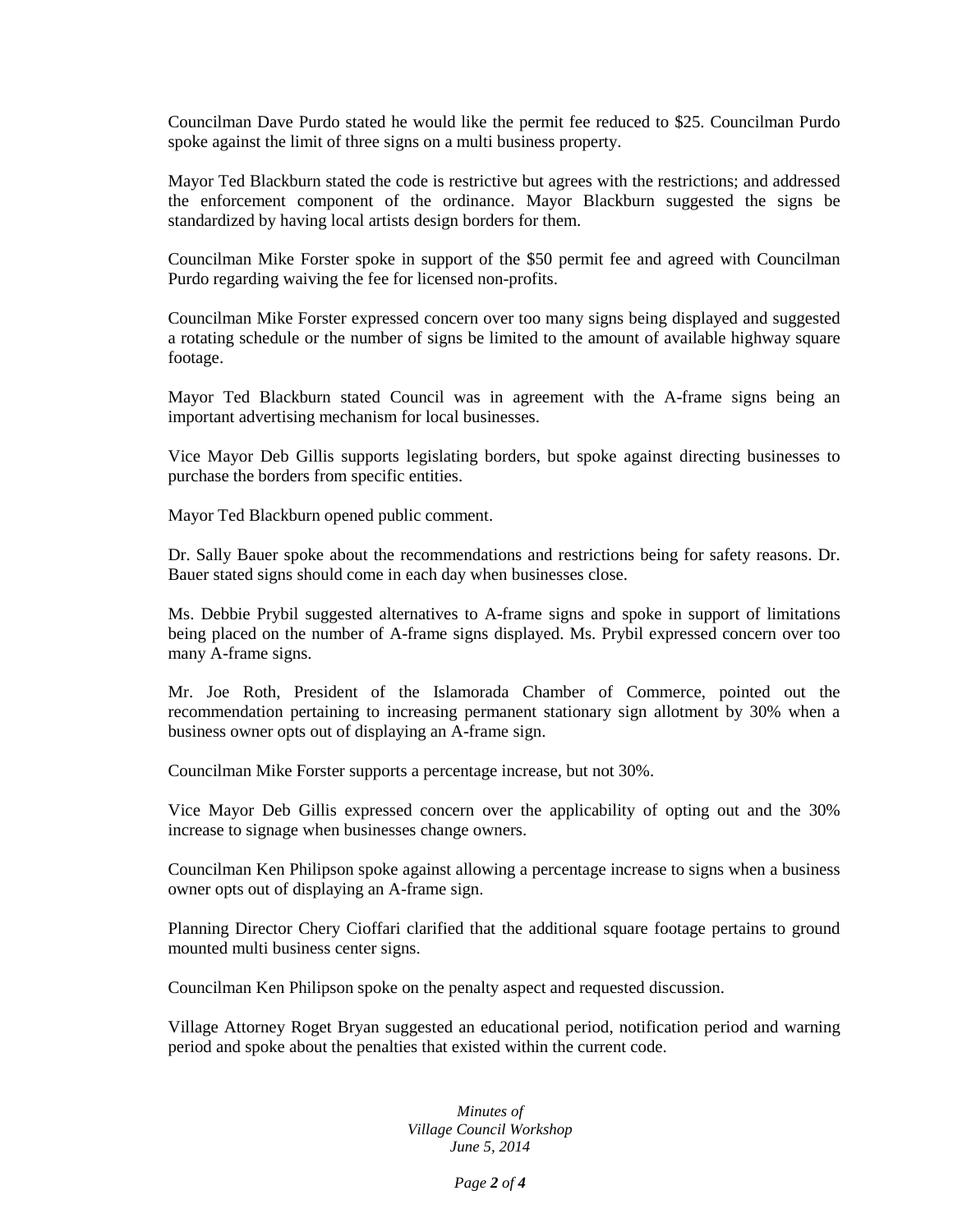Councilman Dave Purdo stated he would like the permit fee reduced to $25. Councilman Purdo spoke against the limit of three signs on a multi business property.

Mayor Ted Blackburn stated the code is restrictive but agrees with the restrictions; and addressed the enforcement component of the ordinance. Mayor Blackburn suggested the signs be standardized by having local artists design borders for them.

Councilman Mike Forster spoke in support of the $50 permit fee and agreed with Councilman Purdo regarding waiving the fee for licensed non-profits.

Councilman Mike Forster expressed concern over too many signs being displayed and suggested a rotating schedule or the number of signs be limited to the amount of available highway square footage.

Mayor Ted Blackburn stated Council was in agreement with the A-frame signs being an important advertising mechanism for local businesses.

Vice Mayor Deb Gillis supports legislating borders, but spoke against directing businesses to purchase the borders from specific entities.

Mayor Ted Blackburn opened public comment.

Dr. Sally Bauer spoke about the recommendations and restrictions being for safety reasons. Dr. Bauer stated signs should come in each day when businesses close.

Ms. Debbie Prybil suggested alternatives to A-frame signs and spoke in support of limitations being placed on the number of A-frame signs displayed. Ms. Prybil expressed concern over too many A-frame signs.

Mr. Joe Roth, President of the Islamorada Chamber of Commerce, pointed out the recommendation pertaining to increasing permanent stationary sign allotment by 30% when a business owner opts out of displaying an A-frame sign.

Councilman Mike Forster supports a percentage increase, but not 30%.

Vice Mayor Deb Gillis expressed concern over the applicability of opting out and the 30% increase to signage when businesses change owners.

Councilman Ken Philipson spoke against allowing a percentage increase to signs when a business owner opts out of displaying an A-frame sign.

Planning Director Chery Cioffari clarified that the additional square footage pertains to ground mounted multi business center signs.

Councilman Ken Philipson spoke on the penalty aspect and requested discussion.

Village Attorney Roget Bryan suggested an educational period, notification period and warning period and spoke about the penalties that existed within the current code.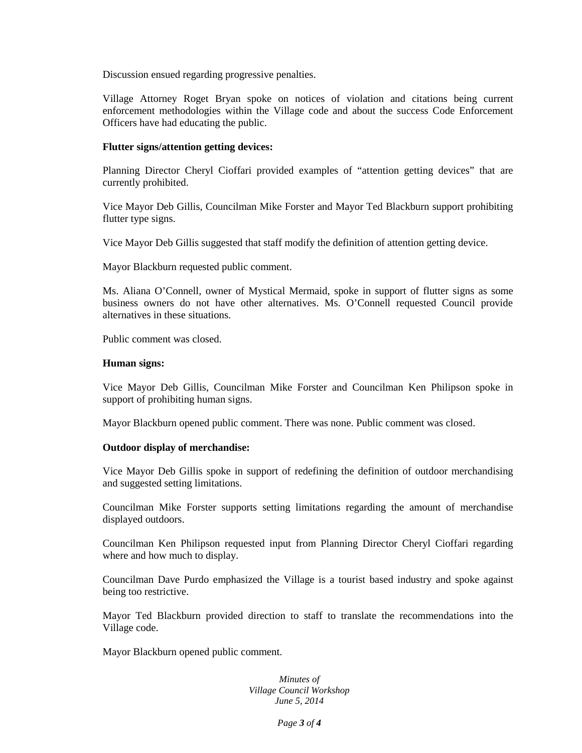Discussion ensued regarding progressive penalties.

Village Attorney Roget Bryan spoke on notices of violation and citations being current enforcement methodologies within the Village code and about the success Code Enforcement Officers have had educating the public.

**Flutter signs/attention getting devices:**

Planning Director Cheryl Cioffari provided examples of "attention getting devices" that are currently prohibited.

Vice Mayor Deb Gillis, Councilman Mike Forster and Mayor Ted Blackburn support prohibiting flutter type signs.

Vice Mayor Deb Gillis suggested that staff modify the definition of attention getting device.

Mayor Blackburn requested public comment.

Ms. Aliana O'Connell, owner of Mystical Mermaid, spoke in support of flutter signs as some business owners do not have other alternatives. Ms. O'Connell requested Council provide alternatives in these situations.

Public comment was closed.

**Human signs:**

Vice Mayor Deb Gillis, Councilman Mike Forster and Councilman Ken Philipson spoke in support of prohibiting human signs.

Mayor Blackburn opened public comment. There was none. Public comment was closed.

**Outdoor display of merchandise:**

Vice Mayor Deb Gillis spoke in support of redefining the definition of outdoor merchandising and suggested setting limitations.

Councilman Mike Forster supports setting limitations regarding the amount of merchandise displayed outdoors.

Councilman Ken Philipson requested input from Planning Director Cheryl Cioffari regarding where and how much to display.

Councilman Dave Purdo emphasized the Village is a tourist based industry and spoke against being too restrictive.

Mayor Ted Blackburn provided direction to staff to translate the recommendations into the Village code.

Mayor Blackburn opened public comment.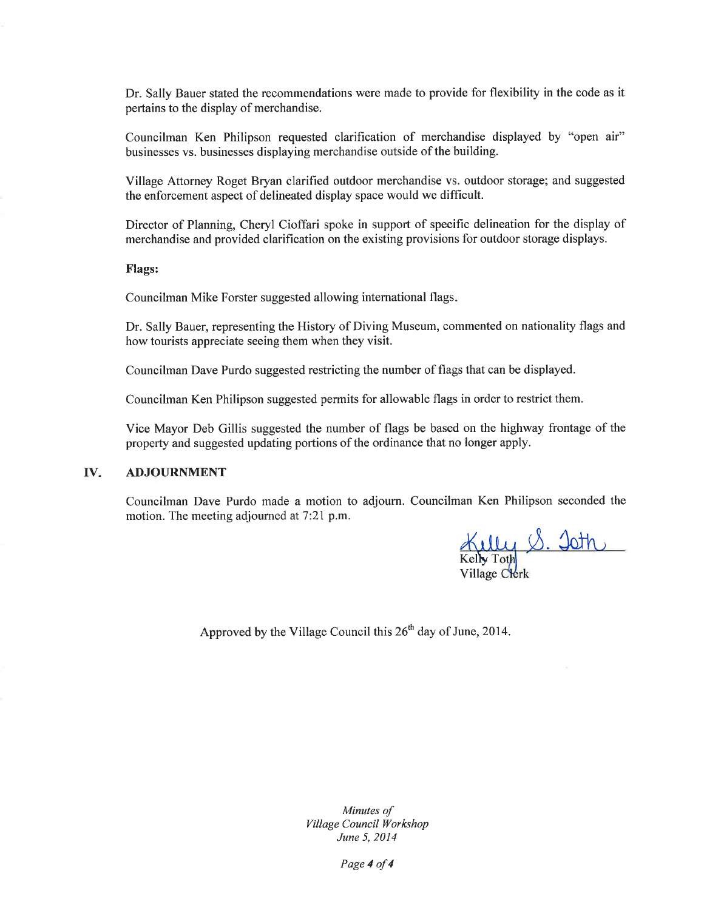Dr. Sally Bauer stated the recommendations were made to provide for flexibility in the code as it pertains to the display of merchandise.

Councilman Ken Philipson requested clarification of merchandise displayed by "open air" businesses vs. businesses displaying merchandise outside of the building.

Village Attorney Roget Bryan clarified outdoor merchandise vs. outdoor storage; and suggested the enforcement aspect of delineated display space would we difficult.

Director of Planning, Cheryl Cioffari spoke in support of specific delineation for the display of merchandise and provided clarification on the existing provisions for outdoor storage displays.

**Flags:**

Councilman Mike Forster suggested allowing international flags.

Dr. Sally Bauer, representing the History of Diving Museum, commented on nationality flags and how tourists appreciate seeing them when they visit.

Councilman Dave Purdo suggested restricting the number of flags that can be displayed.

Councilman Ken Philipson suggested permits for allowable flags in order to restrict them.

Vice Mayor Deb Gillis suggested the number of flags be based on the highway frontage of the property and suggested updating portions of the ordinance that no longer apply.

## IV. ADJOURNMENT

Councilman Dave Purdo made a motion to adjourn. Councilman Ken Philipson seconded the motion. The meeting adjourned at 7:21 p.m.

Kelly S. Toth

Kelly Toth
Village Clerk

Approved by the Village Council this 26th day of June, 2014.

*Minutes of*
*Village Council Workshop*
*June 5, 2014*